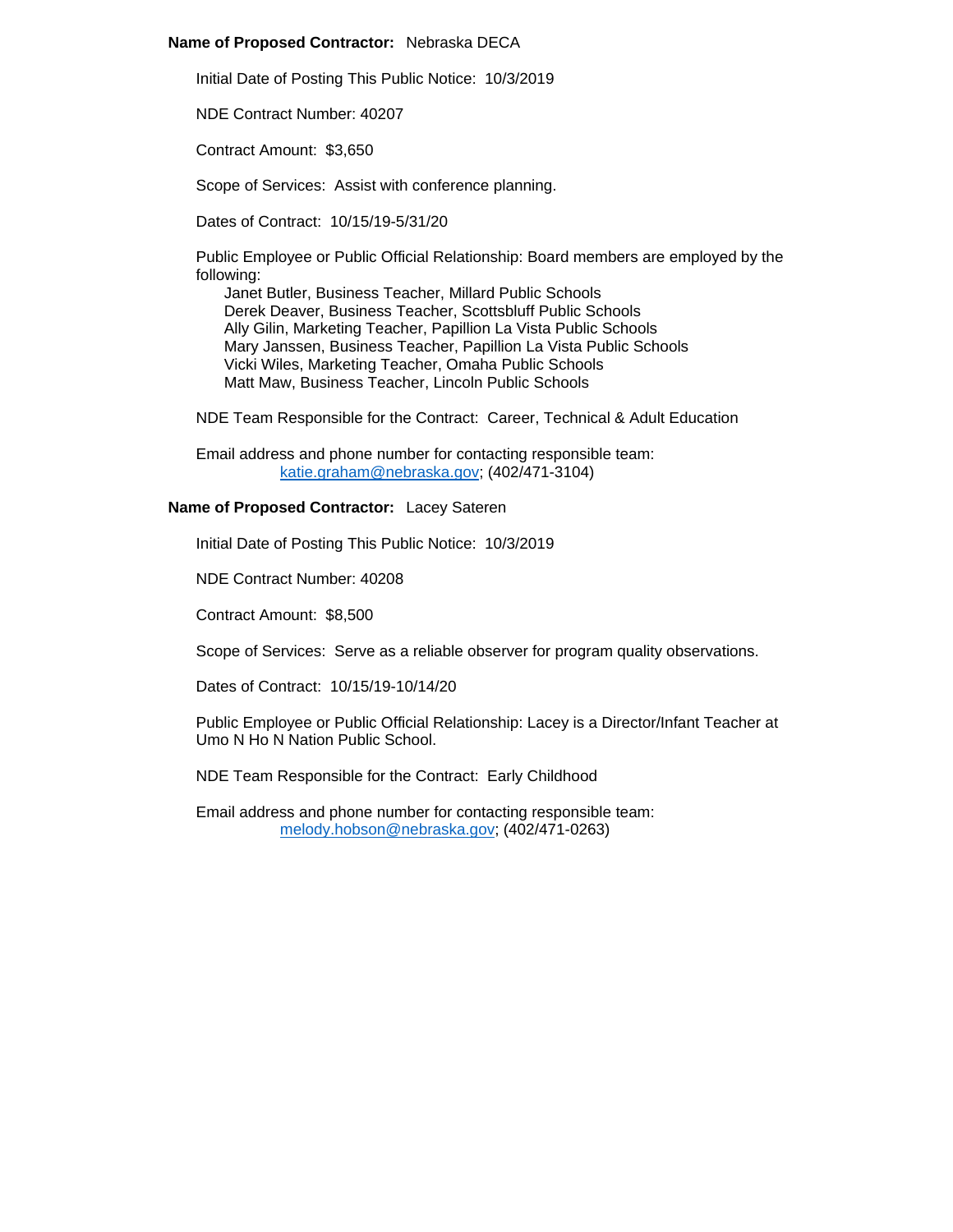**Name of Proposed Contractor:** Nebraska DECA

Initial Date of Posting This Public Notice: 10/3/2019

NDE Contract Number: 40207

Contract Amount: $3,650

Scope of Services: Assist with conference planning.

Dates of Contract: 10/15/19-5/31/20

Public Employee or Public Official Relationship: Board members are employed by the following:

- Janet Butler, Business Teacher, Millard Public Schools
- Derek Deaver, Business Teacher, Scottsbluff Public Schools
- Ally Gilin, Marketing Teacher, Papillion La Vista Public Schools
- Mary Janssen, Business Teacher, Papillion La Vista Public Schools
- Vicki Wiles, Marketing Teacher, Omaha Public Schools
- Matt Maw, Business Teacher, Lincoln Public Schools

NDE Team Responsible for the Contract: Career, Technical & Adult Education

Email address and phone number for contacting responsible team:
katie.graham@nebraska.gov; (402/471-3104)

**Name of Proposed Contractor:** Lacey Sateren

Initial Date of Posting This Public Notice: 10/3/2019

NDE Contract Number: 40208

Contract Amount: $8,500

Scope of Services: Serve as a reliable observer for program quality observations.

Dates of Contract: 10/15/19-10/14/20

Public Employee or Public Official Relationship: Lacey is a Director/Infant Teacher at Umo N Ho N Nation Public School.

NDE Team Responsible for the Contract: Early Childhood

Email address and phone number for contacting responsible team:
melody.hobson@nebraska.gov; (402/471-0263)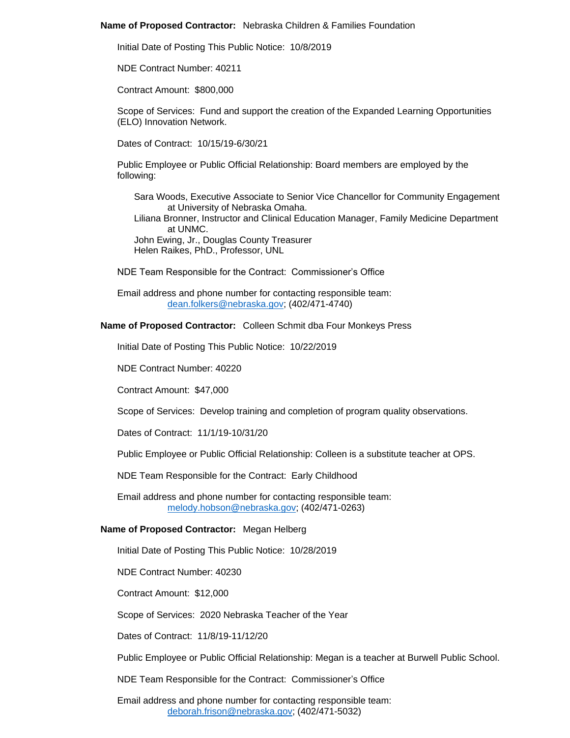**Name of Proposed Contractor:** Nebraska Children & Families Foundation

Initial Date of Posting This Public Notice: 10/8/2019

NDE Contract Number: 40211

Contract Amount: $800,000

Scope of Services: Fund and support the creation of the Expanded Learning Opportunities (ELO) Innovation Network.

Dates of Contract: 10/15/19-6/30/21

Public Employee or Public Official Relationship: Board members are employed by the following:

Sara Woods, Executive Associate to Senior Vice Chancellor for Community Engagement at University of Nebraska Omaha.
Liliana Bronner, Instructor and Clinical Education Manager, Family Medicine Department at UNMC.
John Ewing, Jr., Douglas County Treasurer
Helen Raikes, PhD., Professor, UNL

NDE Team Responsible for the Contract: Commissioner's Office

Email address and phone number for contacting responsible team:
dean.folkers@nebraska.gov; (402/471-4740)

**Name of Proposed Contractor:** Colleen Schmit dba Four Monkeys Press

Initial Date of Posting This Public Notice: 10/22/2019

NDE Contract Number: 40220

Contract Amount: $47,000

Scope of Services: Develop training and completion of program quality observations.

Dates of Contract: 11/1/19-10/31/20

Public Employee or Public Official Relationship: Colleen is a substitute teacher at OPS.

NDE Team Responsible for the Contract: Early Childhood

Email address and phone number for contacting responsible team:
melody.hobson@nebraska.gov; (402/471-0263)

**Name of Proposed Contractor:** Megan Helberg

Initial Date of Posting This Public Notice: 10/28/2019

NDE Contract Number: 40230

Contract Amount: $12,000

Scope of Services: 2020 Nebraska Teacher of the Year

Dates of Contract: 11/8/19-11/12/20

Public Employee or Public Official Relationship: Megan is a teacher at Burwell Public School.

NDE Team Responsible for the Contract: Commissioner's Office

Email address and phone number for contacting responsible team:
deborah.frison@nebraska.gov; (402/471-5032)